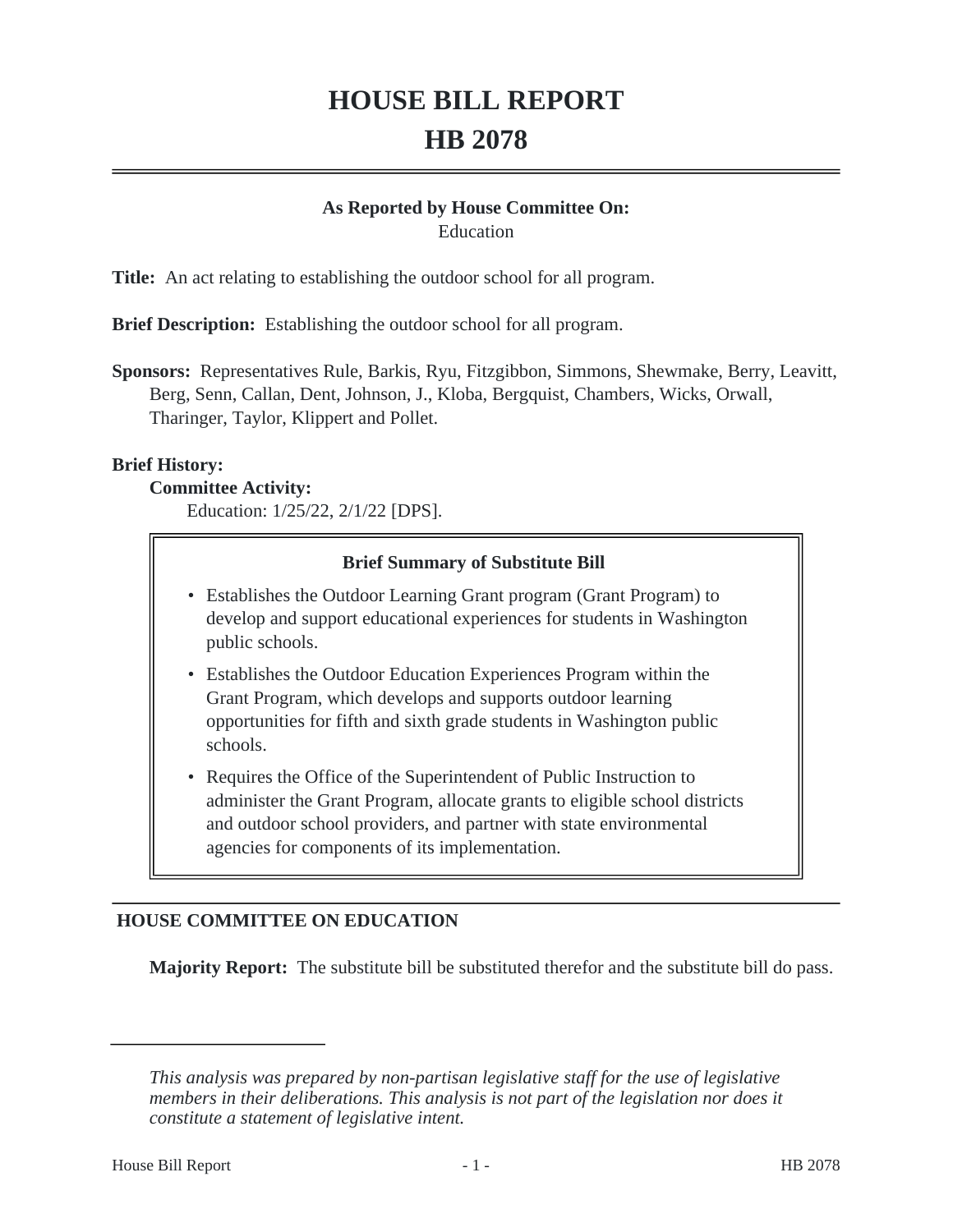# HOUSE BILL REPORT
# HB 2078

**As Reported by House Committee On:**
Education

**Title:** An act relating to establishing the outdoor school for all program.

**Brief Description:** Establishing the outdoor school for all program.

**Sponsors:** Representatives Rule, Barkis, Ryu, Fitzgibbon, Simmons, Shewmake, Berry, Leavitt, Berg, Senn, Callan, Dent, Johnson, J., Kloba, Bergquist, Chambers, Wicks, Orwall, Tharinger, Taylor, Klippert and Pollet.

**Brief History:**

**Committee Activity:**

Education: 1/25/22, 2/1/22 [DPS].

**Brief Summary of Substitute Bill**

- Establishes the Outdoor Learning Grant program (Grant Program) to develop and support educational experiences for students in Washington public schools.
- Establishes the Outdoor Education Experiences Program within the Grant Program, which develops and supports outdoor learning opportunities for fifth and sixth grade students in Washington public schools.
- Requires the Office of the Superintendent of Public Instruction to administer the Grant Program, allocate grants to eligible school districts and outdoor school providers, and partner with state environmental agencies for components of its implementation.

## HOUSE COMMITTEE ON EDUCATION

**Majority Report:** The substitute bill be substituted therefor and the substitute bill do pass.

---

*This analysis was prepared by non-partisan legislative staff for the use of legislative members in their deliberations. This analysis is not part of the legislation nor does it constitute a statement of legislative intent.*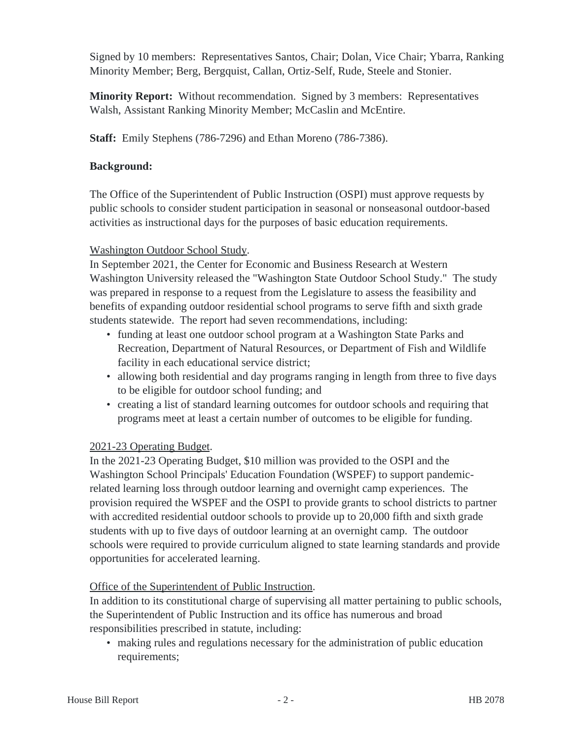Signed by 10 members: Representatives Santos, Chair; Dolan, Vice Chair; Ybarra, Ranking Minority Member; Berg, Bergquist, Callan, Ortiz-Self, Rude, Steele and Stonier.

**Minority Report:** Without recommendation. Signed by 3 members: Representatives Walsh, Assistant Ranking Minority Member; McCaslin and McEntire.

**Staff:** Emily Stephens (786-7296) and Ethan Moreno (786-7386).

**Background:**

The Office of the Superintendent of Public Instruction (OSPI) must approve requests by public schools to consider student participation in seasonal or nonseasonal outdoor-based activities as instructional days for the purposes of basic education requirements.

Washington Outdoor School Study.

In September 2021, the Center for Economic and Business Research at Western Washington University released the "Washington State Outdoor School Study." The study was prepared in response to a request from the Legislature to assess the feasibility and benefits of expanding outdoor residential school programs to serve fifth and sixth grade students statewide. The report had seven recommendations, including:

- funding at least one outdoor school program at a Washington State Parks and Recreation, Department of Natural Resources, or Department of Fish and Wildlife facility in each educational service district;
- allowing both residential and day programs ranging in length from three to five days to be eligible for outdoor school funding; and
- creating a list of standard learning outcomes for outdoor schools and requiring that programs meet at least a certain number of outcomes to be eligible for funding.

2021-23 Operating Budget.

In the 2021-23 Operating Budget, $10 million was provided to the OSPI and the Washington School Principals' Education Foundation (WSPEF) to support pandemic-related learning loss through outdoor learning and overnight camp experiences. The provision required the WSPEF and the OSPI to provide grants to school districts to partner with accredited residential outdoor schools to provide up to 20,000 fifth and sixth grade students with up to five days of outdoor learning at an overnight camp. The outdoor schools were required to provide curriculum aligned to state learning standards and provide opportunities for accelerated learning.

Office of the Superintendent of Public Instruction.

In addition to its constitutional charge of supervising all matter pertaining to public schools, the Superintendent of Public Instruction and its office has numerous and broad responsibilities prescribed in statute, including:

- making rules and regulations necessary for the administration of public education requirements;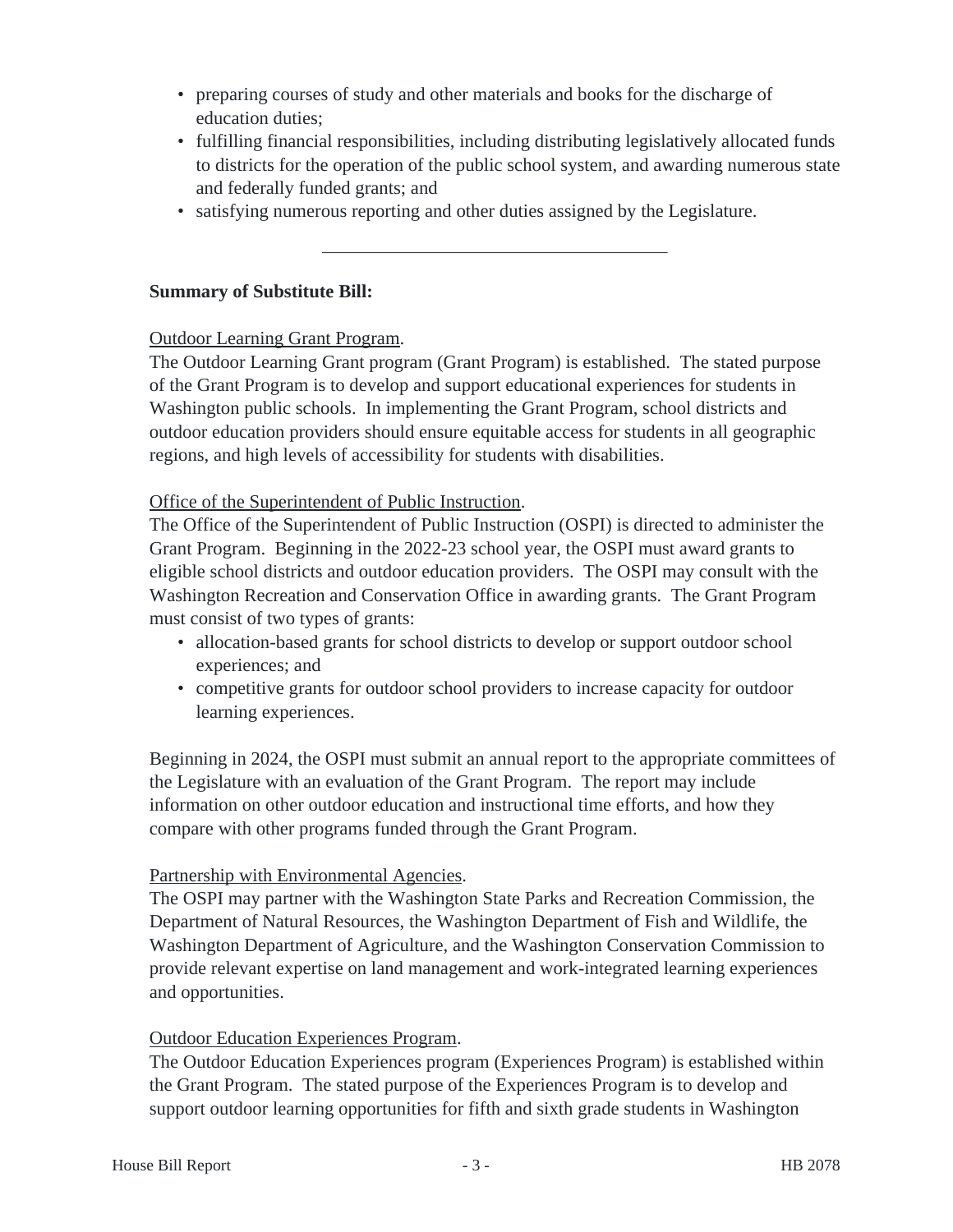- preparing courses of study and other materials and books for the discharge of education duties;
- fulfilling financial responsibilities, including distributing legislatively allocated funds to districts for the operation of the public school system, and awarding numerous state and federally funded grants; and
- satisfying numerous reporting and other duties assigned by the Legislature.

---

**Summary of Substitute Bill:**

Outdoor Learning Grant Program.

The Outdoor Learning Grant program (Grant Program) is established. The stated purpose of the Grant Program is to develop and support educational experiences for students in Washington public schools. In implementing the Grant Program, school districts and outdoor education providers should ensure equitable access for students in all geographic regions, and high levels of accessibility for students with disabilities.

Office of the Superintendent of Public Instruction.

The Office of the Superintendent of Public Instruction (OSPI) is directed to administer the Grant Program. Beginning in the 2022-23 school year, the OSPI must award grants to eligible school districts and outdoor education providers. The OSPI may consult with the Washington Recreation and Conservation Office in awarding grants. The Grant Program must consist of two types of grants:

- allocation-based grants for school districts to develop or support outdoor school experiences; and
- competitive grants for outdoor school providers to increase capacity for outdoor learning experiences.

Beginning in 2024, the OSPI must submit an annual report to the appropriate committees of the Legislature with an evaluation of the Grant Program. The report may include information on other outdoor education and instructional time efforts, and how they compare with other programs funded through the Grant Program.

Partnership with Environmental Agencies.

The OSPI may partner with the Washington State Parks and Recreation Commission, the Department of Natural Resources, the Washington Department of Fish and Wildlife, the Washington Department of Agriculture, and the Washington Conservation Commission to provide relevant expertise on land management and work-integrated learning experiences and opportunities.

Outdoor Education Experiences Program.

The Outdoor Education Experiences program (Experiences Program) is established within the Grant Program. The stated purpose of the Experiences Program is to develop and support outdoor learning opportunities for fifth and sixth grade students in Washington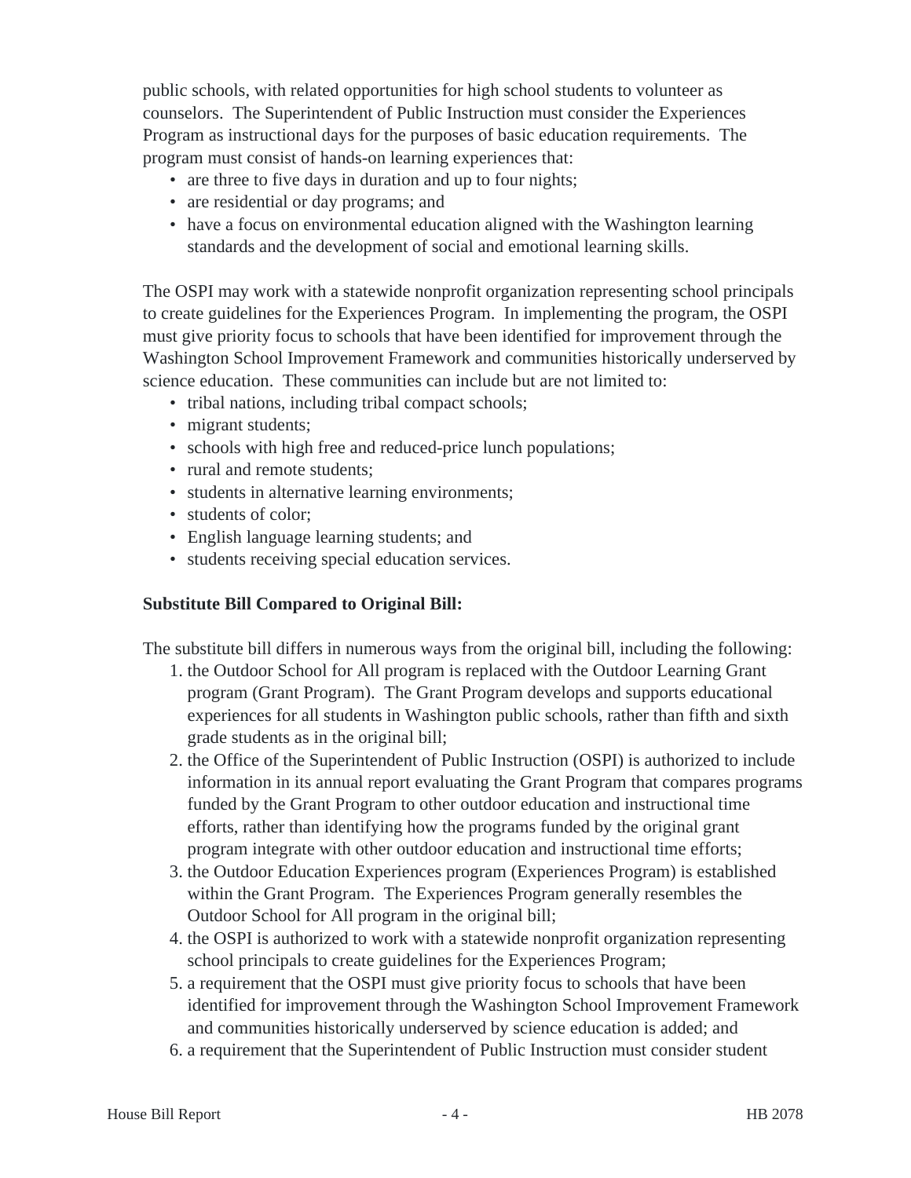public schools, with related opportunities for high school students to volunteer as counselors. The Superintendent of Public Instruction must consider the Experiences Program as instructional days for the purposes of basic education requirements. The program must consist of hands-on learning experiences that:

- are three to five days in duration and up to four nights;
- are residential or day programs; and
- have a focus on environmental education aligned with the Washington learning standards and the development of social and emotional learning skills.

The OSPI may work with a statewide nonprofit organization representing school principals to create guidelines for the Experiences Program. In implementing the program, the OSPI must give priority focus to schools that have been identified for improvement through the Washington School Improvement Framework and communities historically underserved by science education. These communities can include but are not limited to:

- tribal nations, including tribal compact schools;
- migrant students;
- schools with high free and reduced-price lunch populations;
- rural and remote students;
- students in alternative learning environments;
- students of color;
- English language learning students; and
- students receiving special education services.

**Substitute Bill Compared to Original Bill:**

The substitute bill differs in numerous ways from the original bill, including the following:

1. the Outdoor School for All program is replaced with the Outdoor Learning Grant program (Grant Program). The Grant Program develops and supports educational experiences for all students in Washington public schools, rather than fifth and sixth grade students as in the original bill;
2. the Office of the Superintendent of Public Instruction (OSPI) is authorized to include information in its annual report evaluating the Grant Program that compares programs funded by the Grant Program to other outdoor education and instructional time efforts, rather than identifying how the programs funded by the original grant program integrate with other outdoor education and instructional time efforts;
3. the Outdoor Education Experiences program (Experiences Program) is established within the Grant Program. The Experiences Program generally resembles the Outdoor School for All program in the original bill;
4. the OSPI is authorized to work with a statewide nonprofit organization representing school principals to create guidelines for the Experiences Program;
5. a requirement that the OSPI must give priority focus to schools that have been identified for improvement through the Washington School Improvement Framework and communities historically underserved by science education is added; and
6. a requirement that the Superintendent of Public Instruction must consider student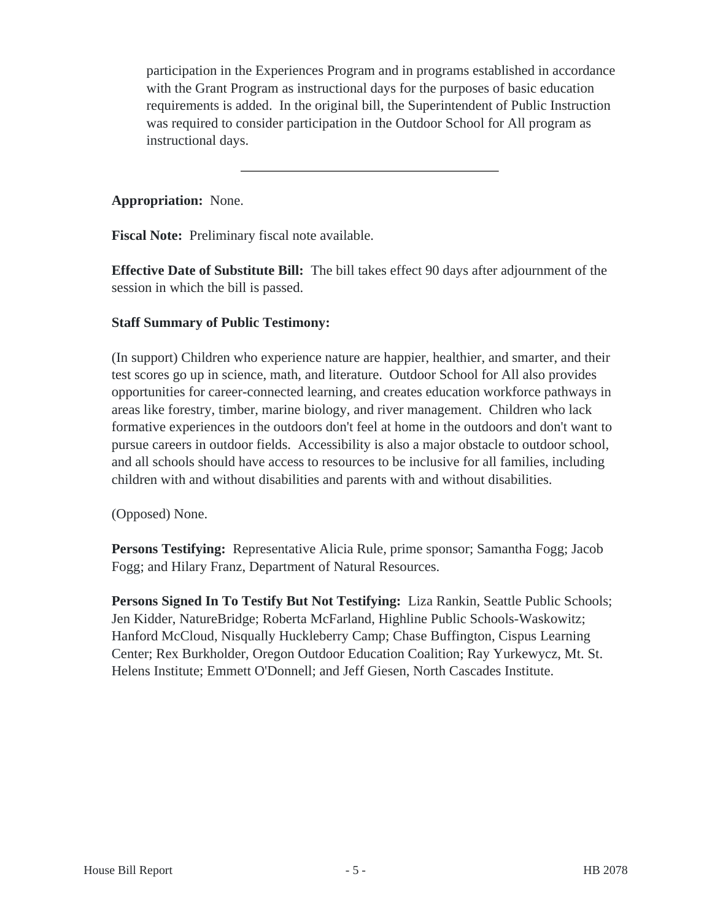participation in the Experiences Program and in programs established in accordance with the Grant Program as instructional days for the purposes of basic education requirements is added. In the original bill, the Superintendent of Public Instruction was required to consider participation in the Outdoor School for All program as instructional days.

---

**Appropriation:** None.

**Fiscal Note:** Preliminary fiscal note available.

**Effective Date of Substitute Bill:** The bill takes effect 90 days after adjournment of the session in which the bill is passed.

**Staff Summary of Public Testimony:**

(In support) Children who experience nature are happier, healthier, and smarter, and their test scores go up in science, math, and literature. Outdoor School for All also provides opportunities for career-connected learning, and creates education workforce pathways in areas like forestry, timber, marine biology, and river management. Children who lack formative experiences in the outdoors don't feel at home in the outdoors and don't want to pursue careers in outdoor fields. Accessibility is also a major obstacle to outdoor school, and all schools should have access to resources to be inclusive for all families, including children with and without disabilities and parents with and without disabilities.

(Opposed) None.

**Persons Testifying:** Representative Alicia Rule, prime sponsor; Samantha Fogg; Jacob Fogg; and Hilary Franz, Department of Natural Resources.

**Persons Signed In To Testify But Not Testifying:** Liza Rankin, Seattle Public Schools; Jen Kidder, NatureBridge; Roberta McFarland, Highline Public Schools-Waskowitz; Hanford McCloud, Nisqually Huckleberry Camp; Chase Buffington, Cispus Learning Center; Rex Burkholder, Oregon Outdoor Education Coalition; Ray Yurkewycz, Mt. St. Helens Institute; Emmett O'Donnell; and Jeff Giesen, North Cascades Institute.